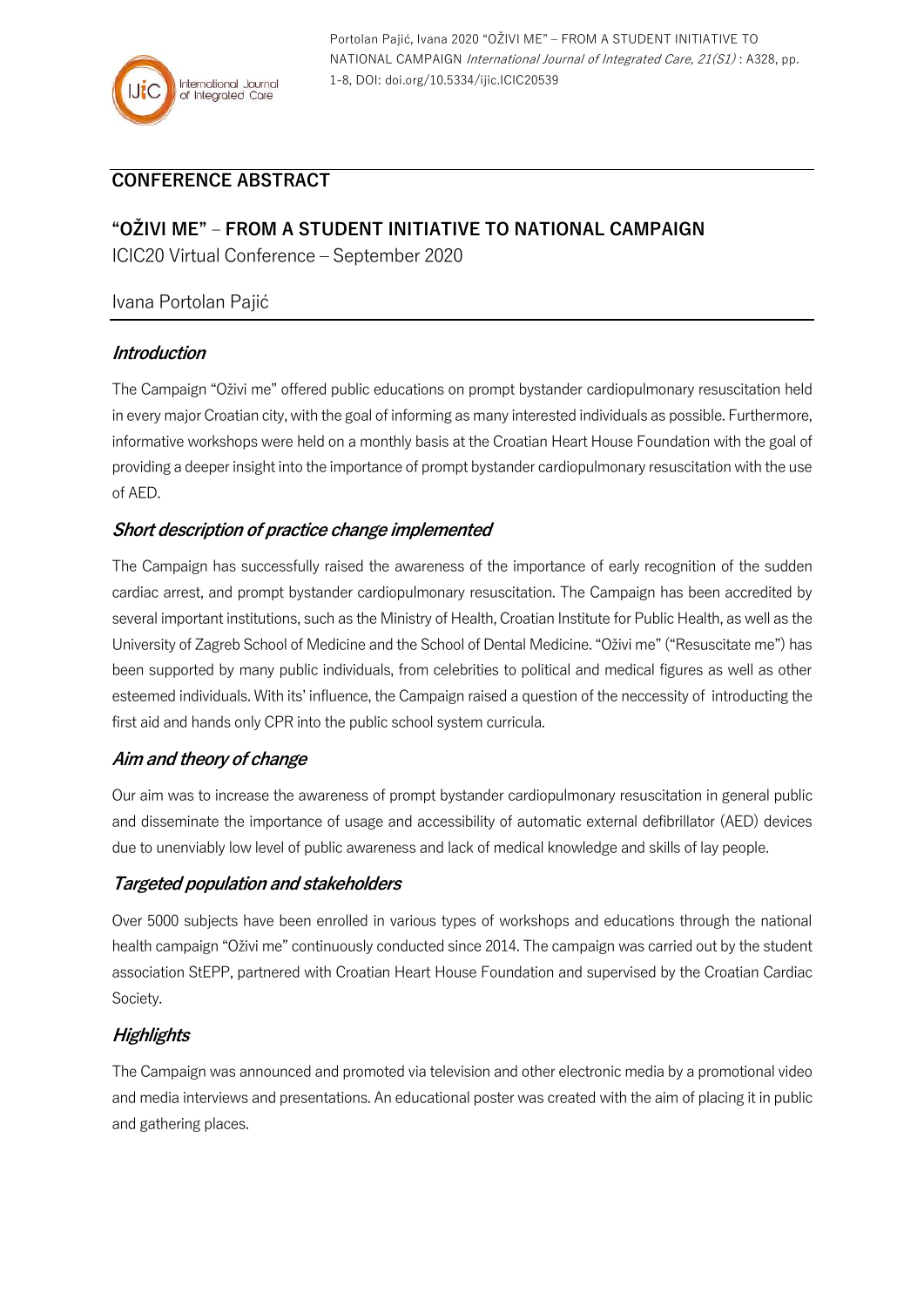Portolan Pajić, Ivana 2020 "OŽIVI ME" – FROM A STUDENT INITIATIVE TO NATIONAL CAMPAIGN *International Journal of Integrated Care, 21(S1)* : A328, pp. 1-8, DOI: doi.org/10.5334/ijic.ICIC20539

## CONFERENCE ABSTRACT

# "OŽIVI ME" – FROM A STUDENT INITIATIVE TO NATIONAL CAMPAIGN

ICIC20 Virtual Conference – September 2020

Ivana Portolan Pajić

### *Introduction*

The Campaign "Oživi me" offered public educations on prompt bystander cardiopulmonary resuscitation held in every major Croatian city, with the goal of informing as many interested individuals as possible. Furthermore, informative workshops were held on a monthly basis at the Croatian Heart House Foundation with the goal of providing a deeper insight into the importance of prompt bystander cardiopulmonary resuscitation with the use of AED.

### *Short description of practice change implemented*

The Campaign has successfully raised the awareness of the importance of early recognition of the sudden cardiac arrest, and prompt bystander cardiopulmonary resuscitation. The Campaign has been accredited by several important institutions, such as the Ministry of Health, Croatian Institute for Public Health, as well as the University of Zagreb School of Medicine and the School of Dental Medicine. "Oživi me" ("Resuscitate me") has been supported by many public individuals, from celebrities to political and medical figures as well as other esteemed individuals. With its' influence, the Campaign raised a question of the neccessity of introducting the first aid and hands only CPR into the public school system curricula.

### *Aim and theory of change*

Our aim was to increase the awareness of prompt bystander cardiopulmonary resuscitation in general public and disseminate the importance of usage and accessibility of automatic external defibrillator (AED) devices due to unenviably low level of public awareness and lack of medical knowledge and skills of lay people.

### *Targeted population and stakeholders*

Over 5000 subjects have been enrolled in various types of workshops and educations through the national health campaign "Oživi me" continuously conducted since 2014. The campaign was carried out by the student association StEPP, partnered with Croatian Heart House Foundation and supervised by the Croatian Cardiac Society.

### *Highlights*

The Campaign was announced and promoted via television and other electronic media by a promotional video and media interviews and presentations. An educational poster was created with the aim of placing it in public and gathering places.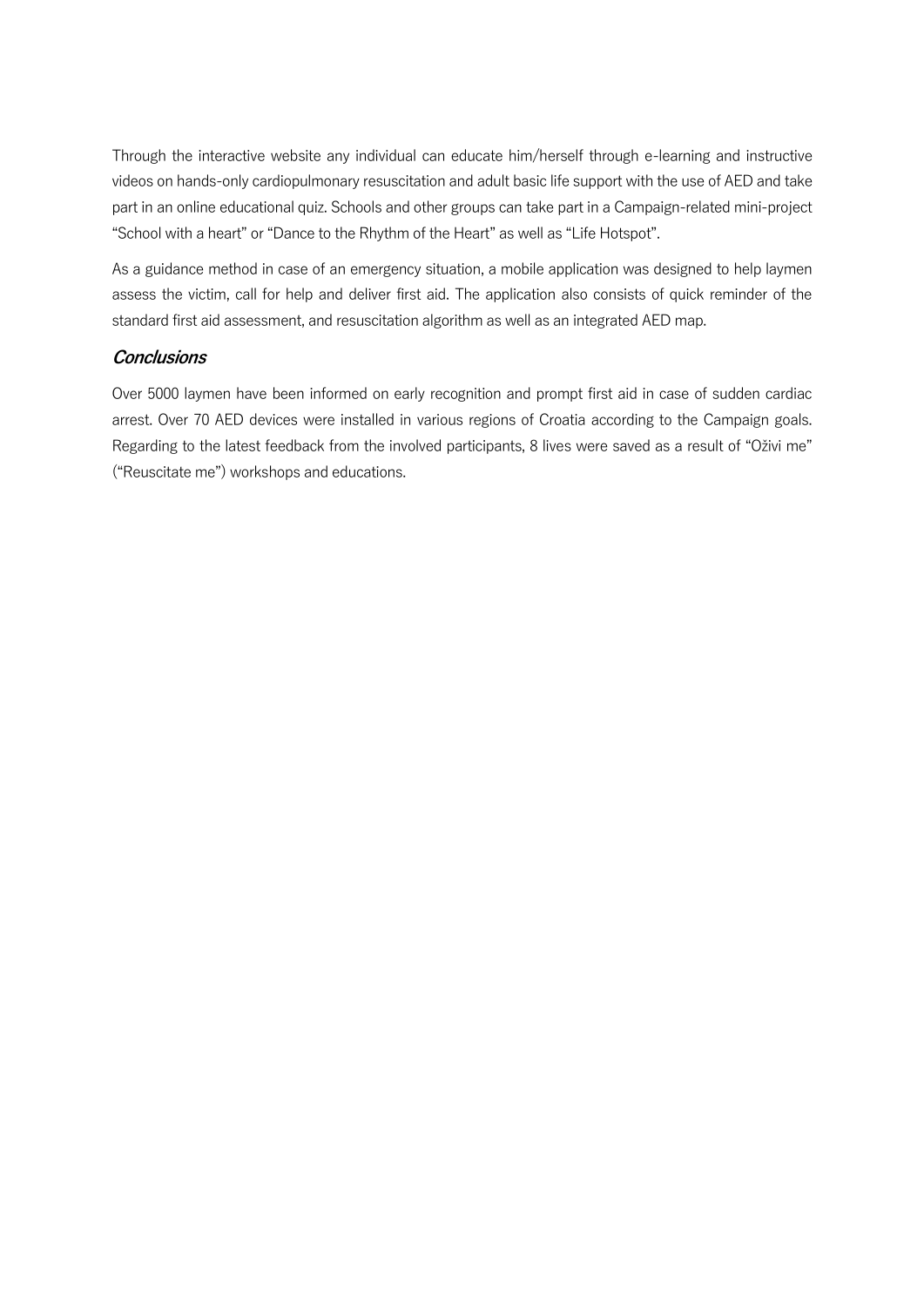Through the interactive website any individual can educate him/herself through e-learning and instructive videos on hands-only cardiopulmonary resuscitation and adult basic life support with the use of AED and take part in an online educational quiz. Schools and other groups can take part in a Campaign-related mini-project "School with a heart" or "Dance to the Rhythm of the Heart" as well as "Life Hotspot".

As a guidance method in case of an emergency situation, a mobile application was designed to help laymen assess the victim, call for help and deliver first aid. The application also consists of quick reminder of the standard first aid assessment, and resuscitation algorithm as well as an integrated AED map.

### *Conclusions*

Over 5000 laymen have been informed on early recognition and prompt first aid in case of sudden cardiac arrest. Over 70 AED devices were installed in various regions of Croatia according to the Campaign goals. Regarding to the latest feedback from the involved participants, 8 lives were saved as a result of "Oživi me" ("Reuscitate me") workshops and educations.